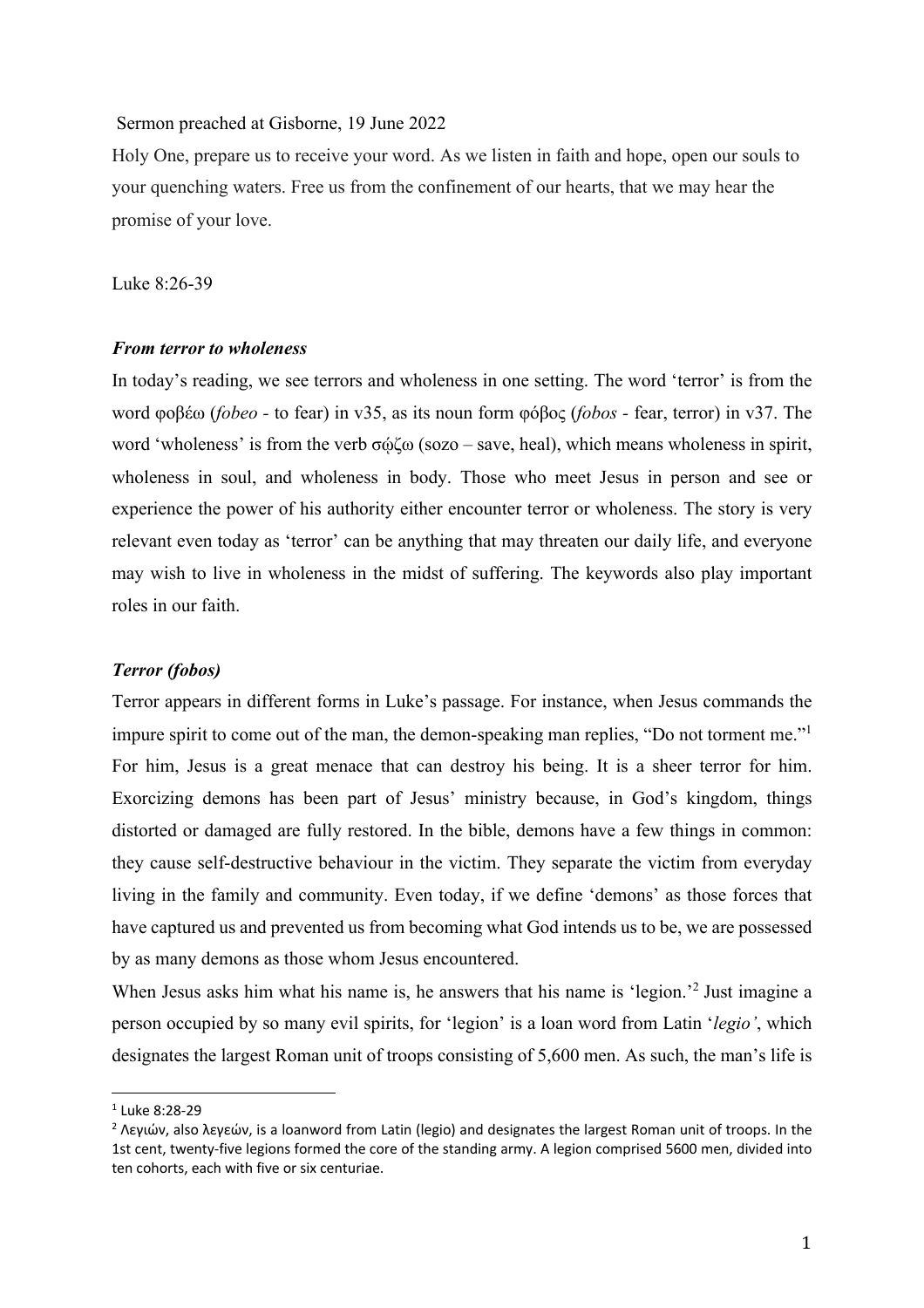Sermon preached at Gisborne, 19 June 2022

Holy One, prepare us to receive your word. As we listen in faith and hope, open our souls to your quenching waters. Free us from the confinement of our hearts, that we may hear the promise of your love.

Luke 8:26-39

### *From terror to wholeness*

In today's reading, we see terrors and wholeness in one setting. The word 'terror' is from the word φοβέω (*fobeo* - to fear) in v35, as its noun form φόβος (*fobos* - fear, terror) in v37. The word 'wholeness' is from the verb σῴζω (sozo – save, heal), which means wholeness in spirit, wholeness in soul, and wholeness in body. Those who meet Jesus in person and see or experience the power of his authority either encounter terror or wholeness. The story is very relevant even today as 'terror' can be anything that may threaten our daily life, and everyone may wish to live in wholeness in the midst of suffering. The keywords also play important roles in our faith.

### *Terror (fobos)*

Terror appears in different forms in Luke's passage. For instance, when Jesus commands the impure spirit to come out of the man, the demon-speaking man replies, "Do not torment me."[1] For him, Jesus is a great menace that can destroy his being. It is a sheer terror for him. Exorcizing demons has been part of Jesus' ministry because, in God's kingdom, things distorted or damaged are fully restored. In the bible, demons have a few things in common: they cause self-destructive behaviour in the victim. They separate the victim from everyday living in the family and community. Even today, if we define 'demons' as those forces that have captured us and prevented us from becoming what God intends us to be, we are possessed by as many demons as those whom Jesus encountered.

When Jesus asks him what his name is, he answers that his name is 'legion.'[2] Just imagine a person occupied by so many evil spirits, for 'legion' is a loan word from Latin '*legio'*, which designates the largest Roman unit of troops consisting of 5,600 men. As such, the man's life is

---

[1] Luke 8:28-29

[2] Λεγιών, also λεγεών, is a loanword from Latin (legio) and designates the largest Roman unit of troops. In the 1st cent, twenty-five legions formed the core of the standing army. A legion comprised 5600 men, divided into ten cohorts, each with five or six centuriae.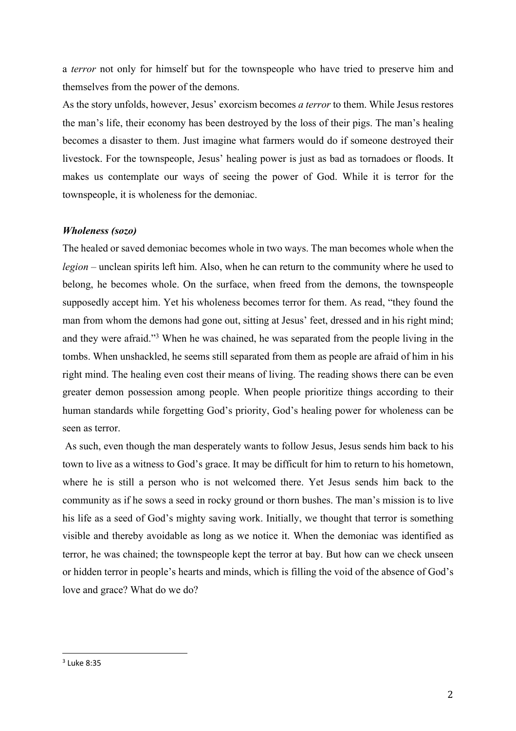a *terror* not only for himself but for the townspeople who have tried to preserve him and themselves from the power of the demons.

As the story unfolds, however, Jesus' exorcism becomes *a terror* to them. While Jesus restores the man's life, their economy has been destroyed by the loss of their pigs. The man's healing becomes a disaster to them. Just imagine what farmers would do if someone destroyed their livestock. For the townspeople, Jesus' healing power is just as bad as tornadoes or floods. It makes us contemplate our ways of seeing the power of God. While it is terror for the townspeople, it is wholeness for the demoniac.

***Wholeness (sozo)***

The healed or saved demoniac becomes whole in two ways. The man becomes whole when the *legion* – unclean spirits left him. Also, when he can return to the community where he used to belong, he becomes whole. On the surface, when freed from the demons, the townspeople supposedly accept him. Yet his wholeness becomes terror for them. As read, "they found the man from whom the demons had gone out, sitting at Jesus' feet, dressed and in his right mind; and they were afraid."[3] When he was chained, he was separated from the people living in the tombs. When unshackled, he seems still separated from them as people are afraid of him in his right mind. The healing even cost their means of living. The reading shows there can be even greater demon possession among people. When people prioritize things according to their human standards while forgetting God's priority, God's healing power for wholeness can be seen as terror.

As such, even though the man desperately wants to follow Jesus, Jesus sends him back to his town to live as a witness to God's grace. It may be difficult for him to return to his hometown, where he is still a person who is not welcomed there. Yet Jesus sends him back to the community as if he sows a seed in rocky ground or thorn bushes. The man's mission is to live his life as a seed of God's mighty saving work. Initially, we thought that terror is something visible and thereby avoidable as long as we notice it. When the demoniac was identified as terror, he was chained; the townspeople kept the terror at bay. But how can we check unseen or hidden terror in people's hearts and minds, which is filling the void of the absence of God's love and grace? What do we do?

[3] Luke 8:35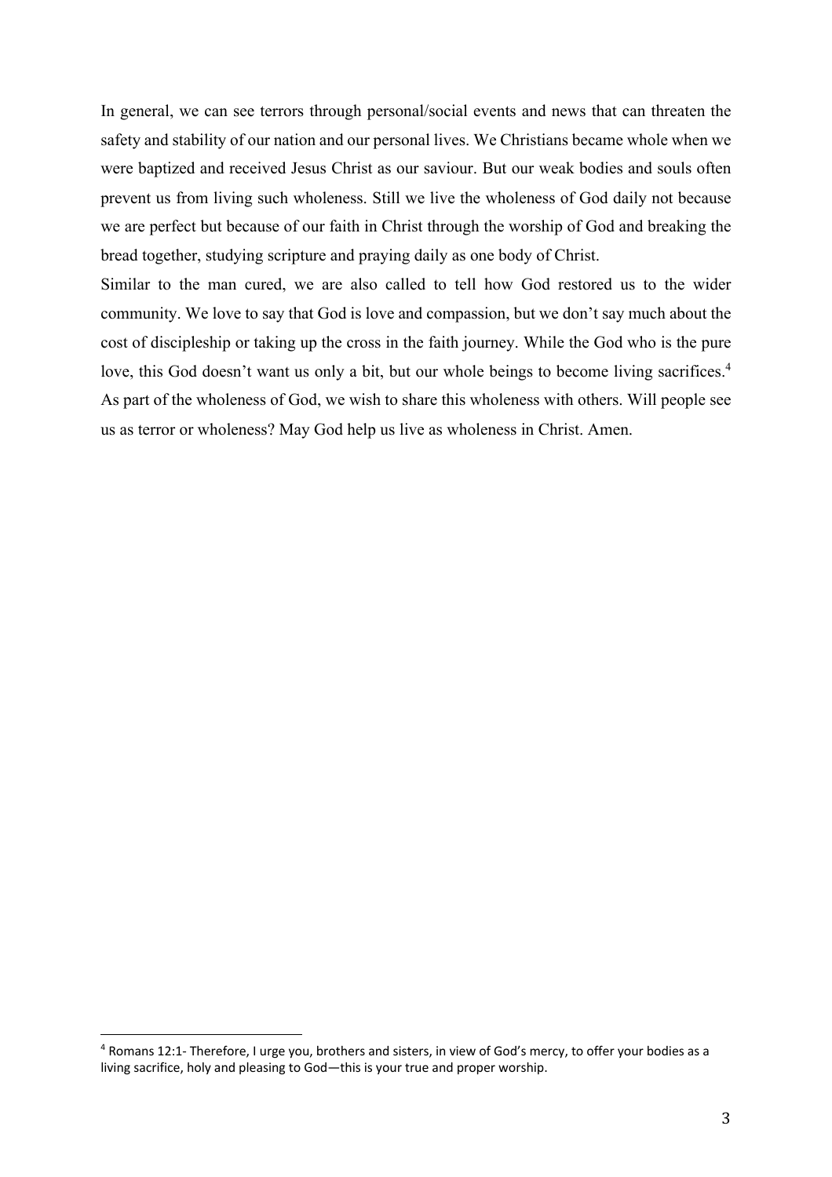In general, we can see terrors through personal/social events and news that can threaten the safety and stability of our nation and our personal lives. We Christians became whole when we were baptized and received Jesus Christ as our saviour. But our weak bodies and souls often prevent us from living such wholeness. Still we live the wholeness of God daily not because we are perfect but because of our faith in Christ through the worship of God and breaking the bread together, studying scripture and praying daily as one body of Christ.

Similar to the man cured, we are also called to tell how God restored us to the wider community. We love to say that God is love and compassion, but we don't say much about the cost of discipleship or taking up the cross in the faith journey. While the God who is the pure love, this God doesn't want us only a bit, but our whole beings to become living sacrifices.[4] As part of the wholeness of God, we wish to share this wholeness with others. Will people see us as terror or wholeness? May God help us live as wholeness in Christ. Amen.

[4] Romans 12:1- Therefore, I urge you, brothers and sisters, in view of God's mercy, to offer your bodies as a living sacrifice, holy and pleasing to God—this is your true and proper worship.